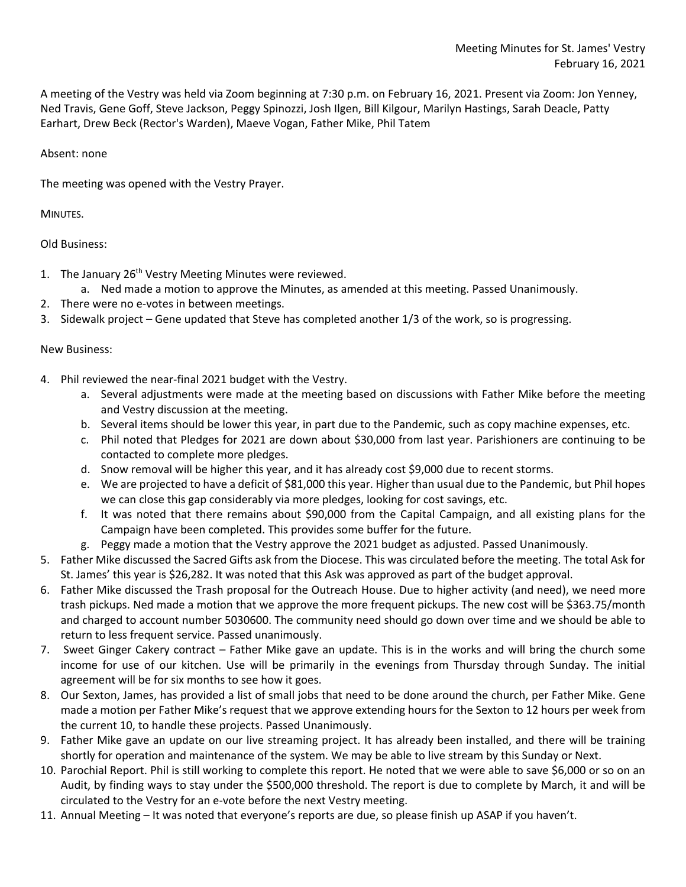Meeting Minutes for St. James' Vestry
February 16, 2021

A meeting of the Vestry was held via Zoom beginning at 7:30 p.m. on February 16, 2021. Present via Zoom: Jon Yenney, Ned Travis, Gene Goff, Steve Jackson, Peggy Spinozzi, Josh Ilgen, Bill Kilgour, Marilyn Hastings, Sarah Deacle, Patty Earhart, Drew Beck (Rector's Warden), Maeve Vogan, Father Mike, Phil Tatem

Absent: none

The meeting was opened with the Vestry Prayer.

MINUTES.

Old Business:

1. The January 26th Vestry Meeting Minutes were reviewed.
    a. Ned made a motion to approve the Minutes, as amended at this meeting. Passed Unanimously.
2. There were no e-votes in between meetings.
3. Sidewalk project – Gene updated that Steve has completed another 1/3 of the work, so is progressing.

New Business:

4. Phil reviewed the near-final 2021 budget with the Vestry.
    a. Several adjustments were made at the meeting based on discussions with Father Mike before the meeting and Vestry discussion at the meeting.
    b. Several items should be lower this year, in part due to the Pandemic, such as copy machine expenses, etc.
    c. Phil noted that Pledges for 2021 are down about $30,000 from last year. Parishioners are continuing to be contacted to complete more pledges.
    d. Snow removal will be higher this year, and it has already cost $9,000 due to recent storms.
    e. We are projected to have a deficit of $81,000 this year. Higher than usual due to the Pandemic, but Phil hopes we can close this gap considerably via more pledges, looking for cost savings, etc.
    f. It was noted that there remains about $90,000 from the Capital Campaign, and all existing plans for the Campaign have been completed. This provides some buffer for the future.
    g. Peggy made a motion that the Vestry approve the 2021 budget as adjusted. Passed Unanimously.
5. Father Mike discussed the Sacred Gifts ask from the Diocese. This was circulated before the meeting. The total Ask for St. James' this year is $26,282. It was noted that this Ask was approved as part of the budget approval.
6. Father Mike discussed the Trash proposal for the Outreach House. Due to higher activity (and need), we need more trash pickups. Ned made a motion that we approve the more frequent pickups. The new cost will be $363.75/month and charged to account number 5030600. The community need should go down over time and we should be able to return to less frequent service. Passed unanimously.
7. Sweet Ginger Cakery contract – Father Mike gave an update. This is in the works and will bring the church some income for use of our kitchen. Use will be primarily in the evenings from Thursday through Sunday. The initial agreement will be for six months to see how it goes.
8. Our Sexton, James, has provided a list of small jobs that need to be done around the church, per Father Mike. Gene made a motion per Father Mike's request that we approve extending hours for the Sexton to 12 hours per week from the current 10, to handle these projects. Passed Unanimously.
9. Father Mike gave an update on our live streaming project. It has already been installed, and there will be training shortly for operation and maintenance of the system. We may be able to live stream by this Sunday or Next.
10. Parochial Report. Phil is still working to complete this report. He noted that we were able to save $6,000 or so on an Audit, by finding ways to stay under the $500,000 threshold. The report is due to complete by March, it and will be circulated to the Vestry for an e-vote before the next Vestry meeting.
11. Annual Meeting – It was noted that everyone's reports are due, so please finish up ASAP if you haven't.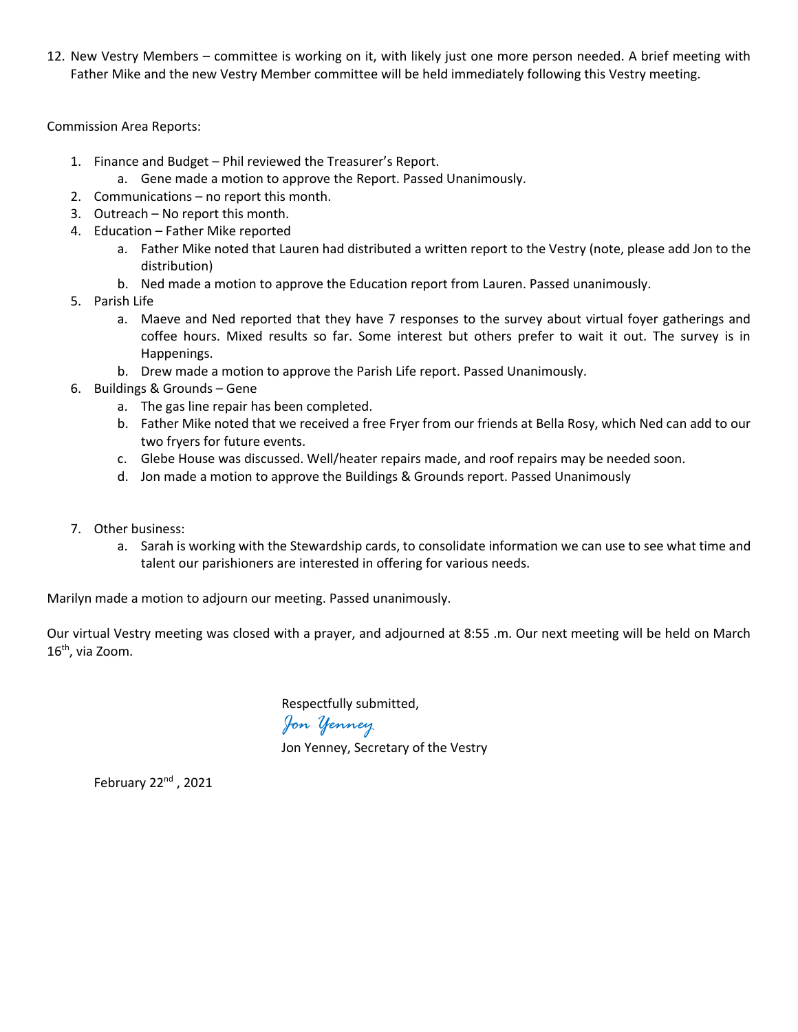12. New Vestry Members – committee is working on it, with likely just one more person needed. A brief meeting with Father Mike and the new Vestry Member committee will be held immediately following this Vestry meeting.

Commission Area Reports:

1. Finance and Budget – Phil reviewed the Treasurer's Report.
    a. Gene made a motion to approve the Report. Passed Unanimously.
2. Communications – no report this month.
3. Outreach – No report this month.
4. Education – Father Mike reported
    a. Father Mike noted that Lauren had distributed a written report to the Vestry (note, please add Jon to the distribution)
    b. Ned made a motion to approve the Education report from Lauren. Passed unanimously.
5. Parish Life
    a. Maeve and Ned reported that they have 7 responses to the survey about virtual foyer gatherings and coffee hours. Mixed results so far. Some interest but others prefer to wait it out. The survey is in Happenings.
    b. Drew made a motion to approve the Parish Life report. Passed Unanimously.
6. Buildings & Grounds – Gene
    a. The gas line repair has been completed.
    b. Father Mike noted that we received a free Fryer from our friends at Bella Rosy, which Ned can add to our two fryers for future events.
    c. Glebe House was discussed. Well/heater repairs made, and roof repairs may be needed soon.
    d. Jon made a motion to approve the Buildings & Grounds report. Passed Unanimously
7. Other business:
    a. Sarah is working with the Stewardship cards, to consolidate information we can use to see what time and talent our parishioners are interested in offering for various needs.

Marilyn made a motion to adjourn our meeting. Passed unanimously.

Our virtual Vestry meeting was closed with a prayer, and adjourned at 8:55 .m. Our next meeting will be held on March 16th, via Zoom.

Respectfully submitted,

*Jon Yenney*

Jon Yenney, Secretary of the Vestry

February 22nd , 2021